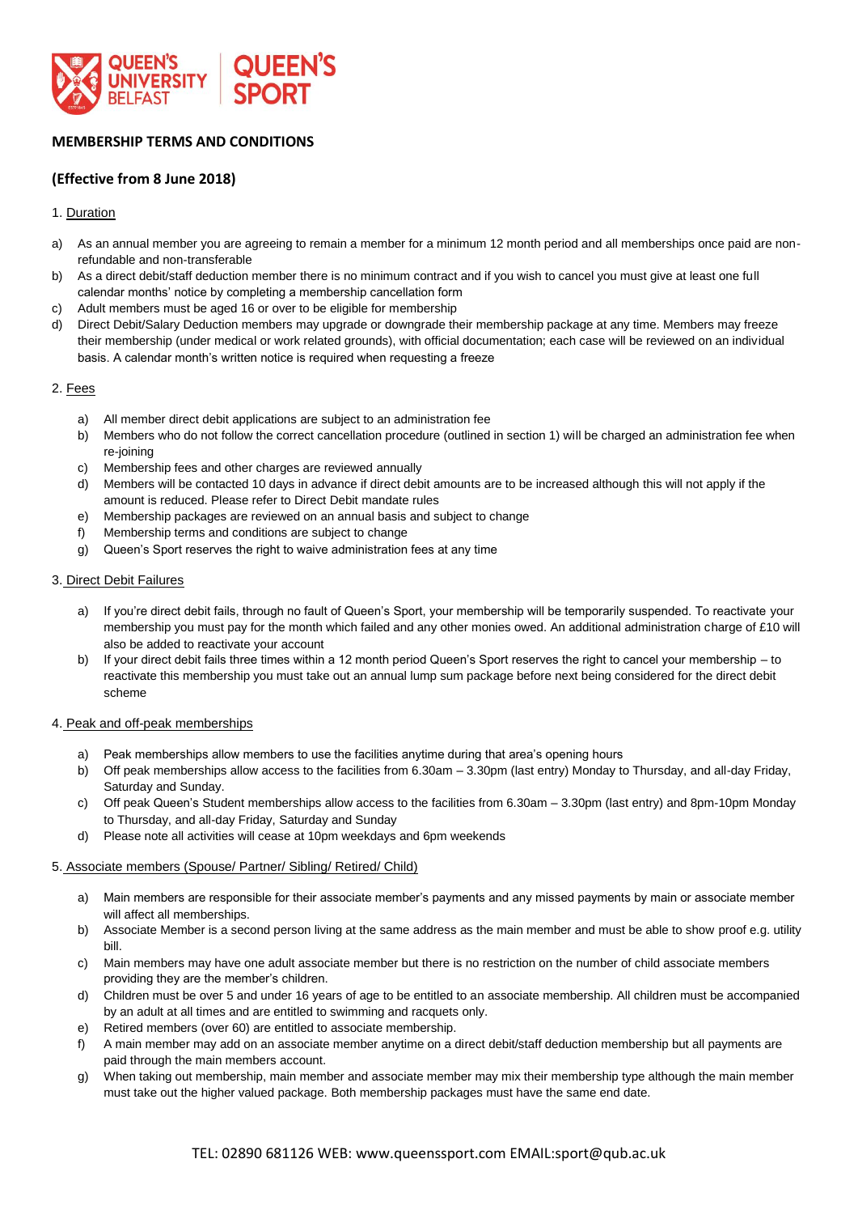# MEMBERSHIP TERMS AND CONDITIONS

## (Effective from 8 June 2018)

### 1. Duration

a) As an annual member you are agreeing to remain a member for a minimum 12 month period and all memberships once paid are non-refundable and non-transferable

b) As a direct debit/staff deduction member there is no minimum contract and if you wish to cancel you must give at least one full calendar months' notice by completing a membership cancellation form

c) Adult members must be aged 16 or over to be eligible for membership

d) Direct Debit/Salary Deduction members may upgrade or downgrade their membership package at any time. Members may freeze their membership (under medical or work related grounds), with official documentation; each case will be reviewed on an individual basis. A calendar month's written notice is required when requesting a freeze

### 2. Fees

a) All member direct debit applications are subject to an administration fee

b) Members who do not follow the correct cancellation procedure (outlined in section 1) will be charged an administration fee when re-joining

c) Membership fees and other charges are reviewed annually

d) Members will be contacted 10 days in advance if direct debit amounts are to be increased although this will not apply if the amount is reduced. Please refer to Direct Debit mandate rules

e) Membership packages are reviewed on an annual basis and subject to change

f) Membership terms and conditions are subject to change

g) Queen's Sport reserves the right to waive administration fees at any time

### 3. Direct Debit Failures

a) If you're direct debit fails, through no fault of Queen's Sport, your membership will be temporarily suspended. To reactivate your membership you must pay for the month which failed and any other monies owed. An additional administration charge of £10 will also be added to reactivate your account

b) If your direct debit fails three times within a 12 month period Queen's Sport reserves the right to cancel your membership – to reactivate this membership you must take out an annual lump sum package before next being considered for the direct debit scheme

### 4. Peak and off-peak memberships

a) Peak memberships allow members to use the facilities anytime during that area's opening hours

b) Off peak memberships allow access to the facilities from 6.30am – 3.30pm (last entry) Monday to Thursday, and all-day Friday, Saturday and Sunday.

c) Off peak Queen's Student memberships allow access to the facilities from 6.30am – 3.30pm (last entry) and 8pm-10pm Monday to Thursday, and all-day Friday, Saturday and Sunday

d) Please note all activities will cease at 10pm weekdays and 6pm weekends

### 5. Associate members (Spouse/ Partner/ Sibling/ Retired/ Child)

a) Main members are responsible for their associate member's payments and any missed payments by main or associate member will affect all memberships.

b) Associate Member is a second person living at the same address as the main member and must be able to show proof e.g. utility bill.

c) Main members may have one adult associate member but there is no restriction on the number of child associate members providing they are the member's children.

d) Children must be over 5 and under 16 years of age to be entitled to an associate membership. All children must be accompanied by an adult at all times and are entitled to swimming and racquets only.

e) Retired members (over 60) are entitled to associate membership.

f) A main member may add on an associate member anytime on a direct debit/staff deduction membership but all payments are paid through the main members account.

g) When taking out membership, main member and associate member may mix their membership type although the main member must take out the higher valued package. Both membership packages must have the same end date.

TEL: 02890 681126 WEB: www.queenssport.com EMAIL:sport@qub.ac.uk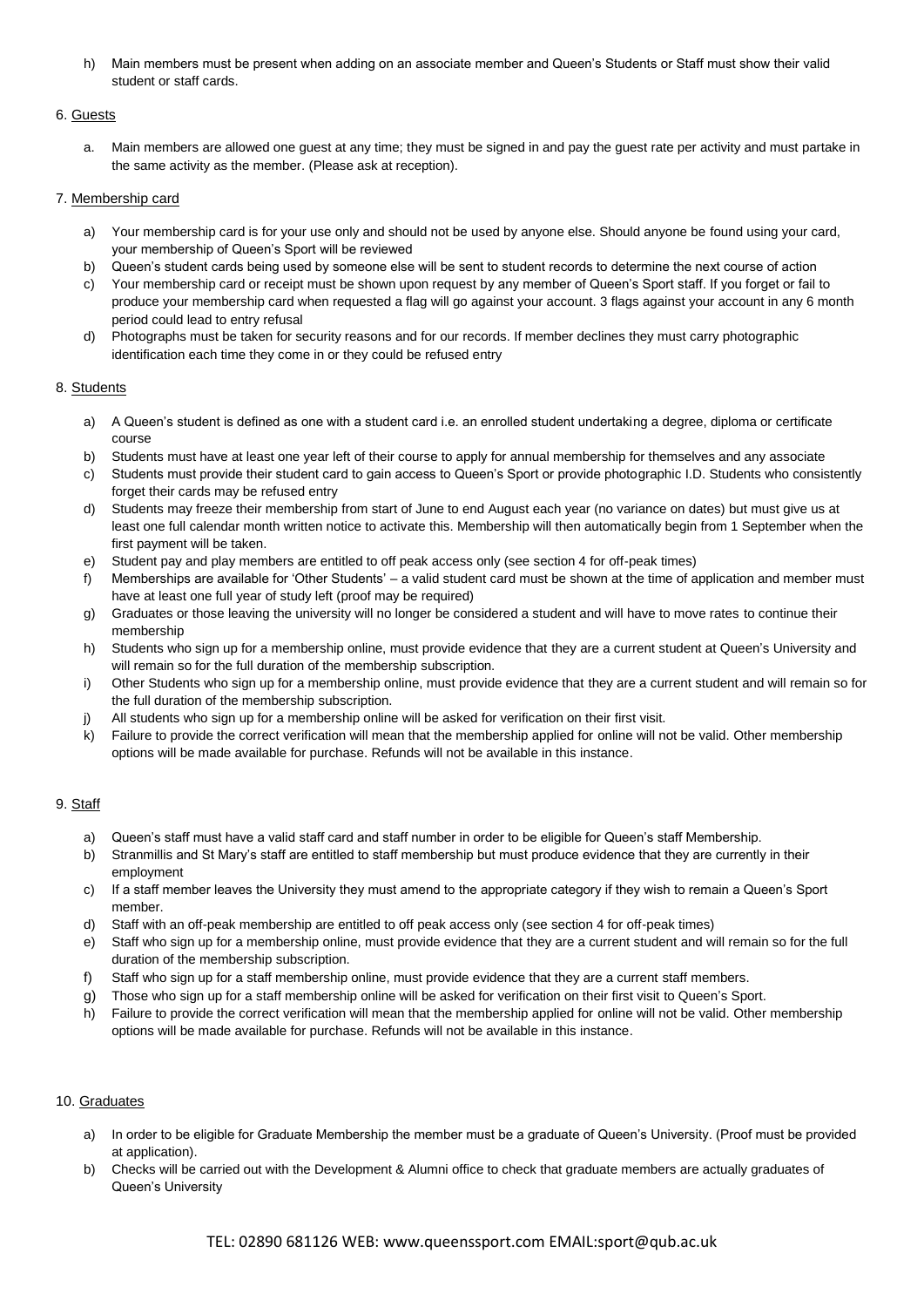h) Main members must be present when adding on an associate member and Queen's Students or Staff must show their valid student or staff cards.

6. Guests

a. Main members are allowed one guest at any time; they must be signed in and pay the guest rate per activity and must partake in the same activity as the member. (Please ask at reception).

7. Membership card

a) Your membership card is for your use only and should not be used by anyone else. Should anyone be found using your card, your membership of Queen's Sport will be reviewed
b) Queen's student cards being used by someone else will be sent to student records to determine the next course of action
c) Your membership card or receipt must be shown upon request by any member of Queen's Sport staff. If you forget or fail to produce your membership card when requested a flag will go against your account. 3 flags against your account in any 6 month period could lead to entry refusal
d) Photographs must be taken for security reasons and for our records. If member declines they must carry photographic identification each time they come in or they could be refused entry

8. Students

a) A Queen's student is defined as one with a student card i.e. an enrolled student undertaking a degree, diploma or certificate course
b) Students must have at least one year left of their course to apply for annual membership for themselves and any associate
c) Students must provide their student card to gain access to Queen's Sport or provide photographic I.D. Students who consistently forget their cards may be refused entry
d) Students may freeze their membership from start of June to end August each year (no variance on dates) but must give us at least one full calendar month written notice to activate this. Membership will then automatically begin from 1 September when the first payment will be taken.
e) Student pay and play members are entitled to off peak access only (see section 4 for off-peak times)
f) Memberships are available for 'Other Students' – a valid student card must be shown at the time of application and member must have at least one full year of study left (proof may be required)
g) Graduates or those leaving the university will no longer be considered a student and will have to move rates to continue their membership
h) Students who sign up for a membership online, must provide evidence that they are a current student at Queen's University and will remain so for the full duration of the membership subscription.
i) Other Students who sign up for a membership online, must provide evidence that they are a current student and will remain so for the full duration of the membership subscription.
j) All students who sign up for a membership online will be asked for verification on their first visit.
k) Failure to provide the correct verification will mean that the membership applied for online will not be valid. Other membership options will be made available for purchase. Refunds will not be available in this instance.

9. Staff

a) Queen's staff must have a valid staff card and staff number in order to be eligible for Queen's staff Membership.
b) Stranmillis and St Mary's staff are entitled to staff membership but must produce evidence that they are currently in their employment
c) If a staff member leaves the University they must amend to the appropriate category if they wish to remain a Queen's Sport member.
d) Staff with an off-peak membership are entitled to off peak access only (see section 4 for off-peak times)
e) Staff who sign up for a membership online, must provide evidence that they are a current student and will remain so for the full duration of the membership subscription.
f) Staff who sign up for a staff membership online, must provide evidence that they are a current staff members.
g) Those who sign up for a staff membership online will be asked for verification on their first visit to Queen's Sport.
h) Failure to provide the correct verification will mean that the membership applied for online will not be valid. Other membership options will be made available for purchase. Refunds will not be available in this instance.

10. Graduates

a) In order to be eligible for Graduate Membership the member must be a graduate of Queen's University. (Proof must be provided at application).
b) Checks will be carried out with the Development & Alumni office to check that graduate members are actually graduates of Queen's University

TEL: 02890 681126 WEB: www.queenssport.com EMAIL:sport@qub.ac.uk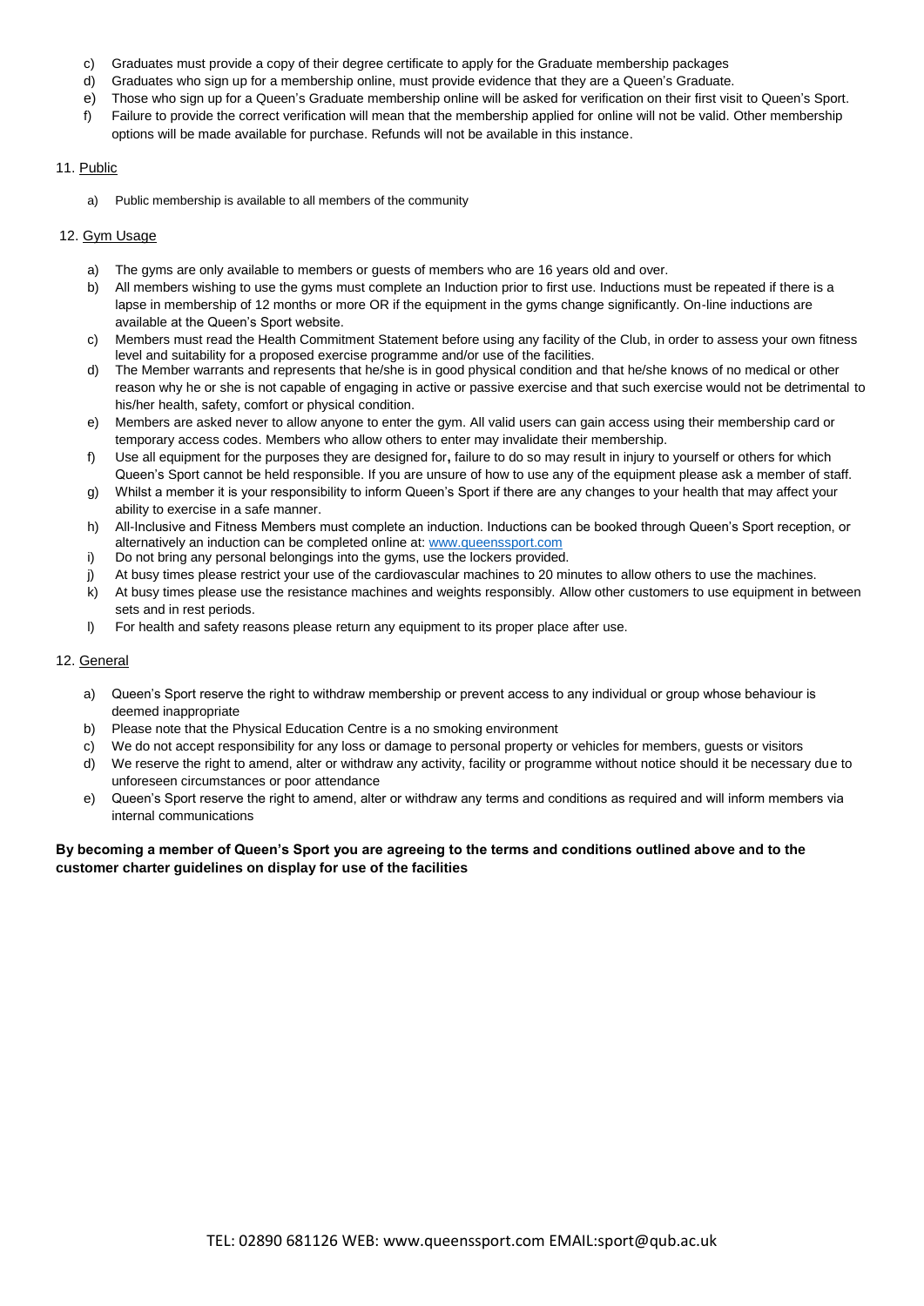c) Graduates must provide a copy of their degree certificate to apply for the Graduate membership packages
d) Graduates who sign up for a membership online, must provide evidence that they are a Queen's Graduate.
e) Those who sign up for a Queen's Graduate membership online will be asked for verification on their first visit to Queen's Sport.
f) Failure to provide the correct verification will mean that the membership applied for online will not be valid. Other membership options will be made available for purchase. Refunds will not be available in this instance.

11. Public

a) Public membership is available to all members of the community

12. Gym Usage

a) The gyms are only available to members or guests of members who are 16 years old and over.
b) All members wishing to use the gyms must complete an Induction prior to first use. Inductions must be repeated if there is a lapse in membership of 12 months or more OR if the equipment in the gyms change significantly. On-line inductions are available at the Queen's Sport website.
c) Members must read the Health Commitment Statement before using any facility of the Club, in order to assess your own fitness level and suitability for a proposed exercise programme and/or use of the facilities.
d) The Member warrants and represents that he/she is in good physical condition and that he/she knows of no medical or other reason why he or she is not capable of engaging in active or passive exercise and that such exercise would not be detrimental to his/her health, safety, comfort or physical condition.
e) Members are asked never to allow anyone to enter the gym. All valid users can gain access using their membership card or temporary access codes. Members who allow others to enter may invalidate their membership.
f) Use all equipment for the purposes they are designed for**,** failure to do so may result in injury to yourself or others for which Queen's Sport cannot be held responsible. If you are unsure of how to use any of the equipment please ask a member of staff.
g) Whilst a member it is your responsibility to inform Queen's Sport if there are any changes to your health that may affect your ability to exercise in a safe manner.
h) All-Inclusive and Fitness Members must complete an induction. Inductions can be booked through Queen's Sport reception, or alternatively an induction can be completed online at: www.queenssport.com
i) Do not bring any personal belongings into the gyms, use the lockers provided.
j) At busy times please restrict your use of the cardiovascular machines to 20 minutes to allow others to use the machines.
k) At busy times please use the resistance machines and weights responsibly. Allow other customers to use equipment in between sets and in rest periods.
l) For health and safety reasons please return any equipment to its proper place after use.

12. General

a) Queen's Sport reserve the right to withdraw membership or prevent access to any individual or group whose behaviour is deemed inappropriate
b) Please note that the Physical Education Centre is a no smoking environment
c) We do not accept responsibility for any loss or damage to personal property or vehicles for members, guests or visitors
d) We reserve the right to amend, alter or withdraw any activity, facility or programme without notice should it be necessary due to unforeseen circumstances or poor attendance
e) Queen's Sport reserve the right to amend, alter or withdraw any terms and conditions as required and will inform members via internal communications

**By becoming a member of Queen's Sport you are agreeing to the terms and conditions outlined above and to the customer charter guidelines on display for use of the facilities**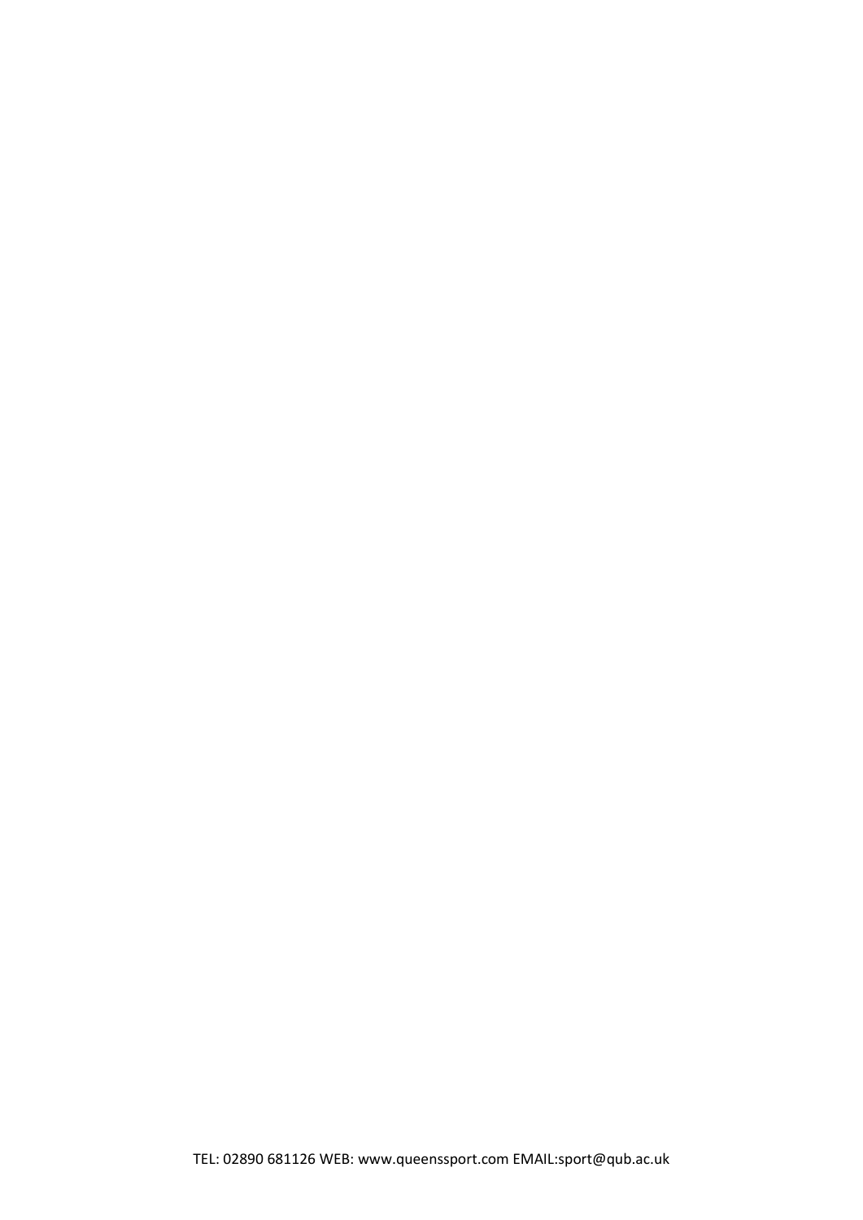TEL: 02890 681126 WEB: www.queenssport.com EMAIL:sport@qub.ac.uk